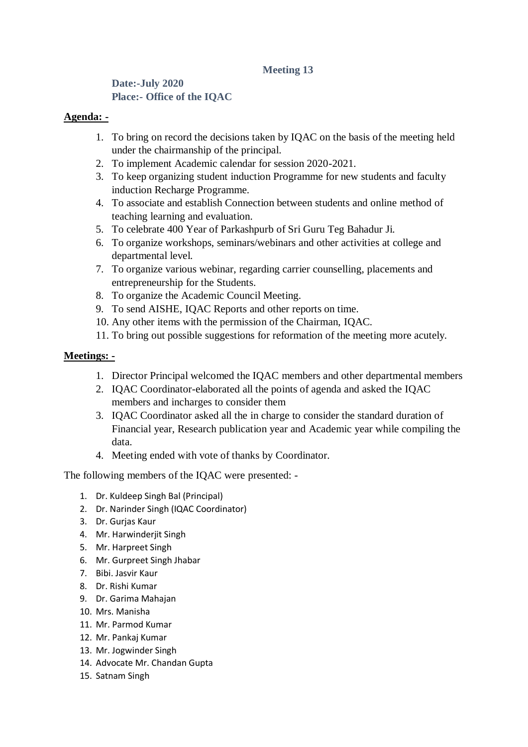## Meeting 13

**Date:-July 2020**
**Place:- Office of the IQAC**

**<u>Agenda: -</u>**

1. To bring on record the decisions taken by IQAC on the basis of the meeting held under the chairmanship of the principal.
2. To implement Academic calendar for session 2020-2021.
3. To keep organizing student induction Programme for new students and faculty induction Recharge Programme.
4. To associate and establish Connection between students and online method of teaching learning and evaluation.
5. To celebrate 400 Year of Parkashpurb of Sri Guru Teg Bahadur Ji.
6. To organize workshops, seminars/webinars and other activities at college and departmental level.
7. To organize various webinar, regarding carrier counselling, placements and entrepreneurship for the Students.
8. To organize the Academic Council Meeting.
9. To send AISHE, IQAC Reports and other reports on time.
10. Any other items with the permission of the Chairman, IQAC.
11. To bring out possible suggestions for reformation of the meeting more acutely.

**<u>Meetings: -</u>**

1. Director Principal welcomed the IQAC members and other departmental members
2. IQAC Coordinator-elaborated all the points of agenda and asked the IQAC members and incharges to consider them
3. IQAC Coordinator asked all the in charge to consider the standard duration of Financial year, Research publication year and Academic year while compiling the data.
4. Meeting ended with vote of thanks by Coordinator.

The following members of the IQAC were presented: -

1. Dr. Kuldeep Singh Bal (Principal)
2. Dr. Narinder Singh (IQAC Coordinator)
3. Dr. Gurjas Kaur
4. Mr. Harwinderjit Singh
5. Mr. Harpreet Singh
6. Mr. Gurpreet Singh Jhabar
7. Bibi. Jasvir Kaur
8. Dr. Rishi Kumar
9. Dr. Garima Mahajan
10. Mrs. Manisha
11. Mr. Parmod Kumar
12. Mr. Pankaj Kumar
13. Mr. Jogwinder Singh
14. Advocate Mr. Chandan Gupta
15. Satnam Singh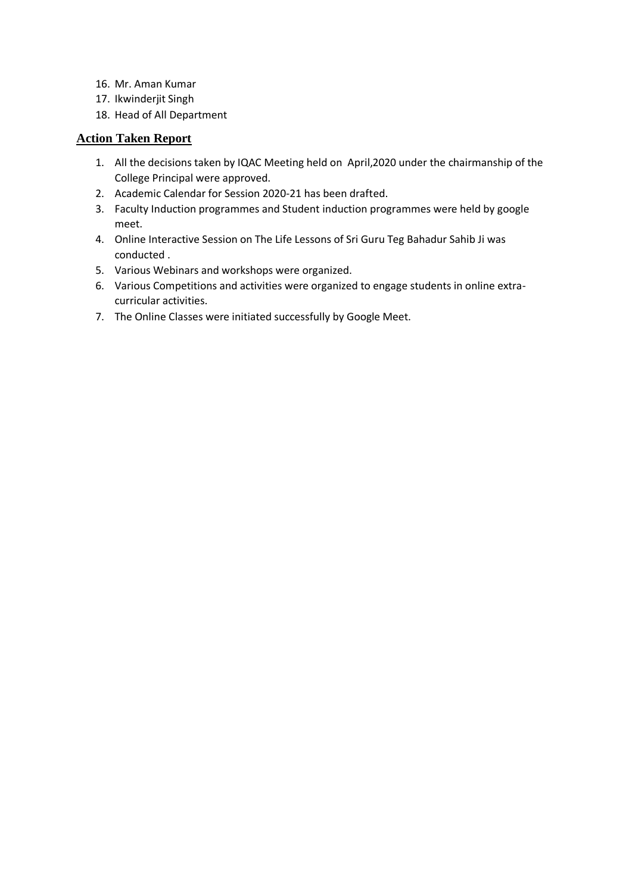16. Mr. Aman Kumar
17. Ikwinderjit Singh
18. Head of All Department

## Action Taken Report

1. All the decisions taken by IQAC Meeting held on April,2020 under the chairmanship of the College Principal were approved.
2. Academic Calendar for Session 2020-21 has been drafted.
3. Faculty Induction programmes and Student induction programmes were held by google meet.
4. Online Interactive Session on The Life Lessons of Sri Guru Teg Bahadur Sahib Ji was conducted .
5. Various Webinars and workshops were organized.
6. Various Competitions and activities were organized to engage students in online extra-curricular activities.
7. The Online Classes were initiated successfully by Google Meet.